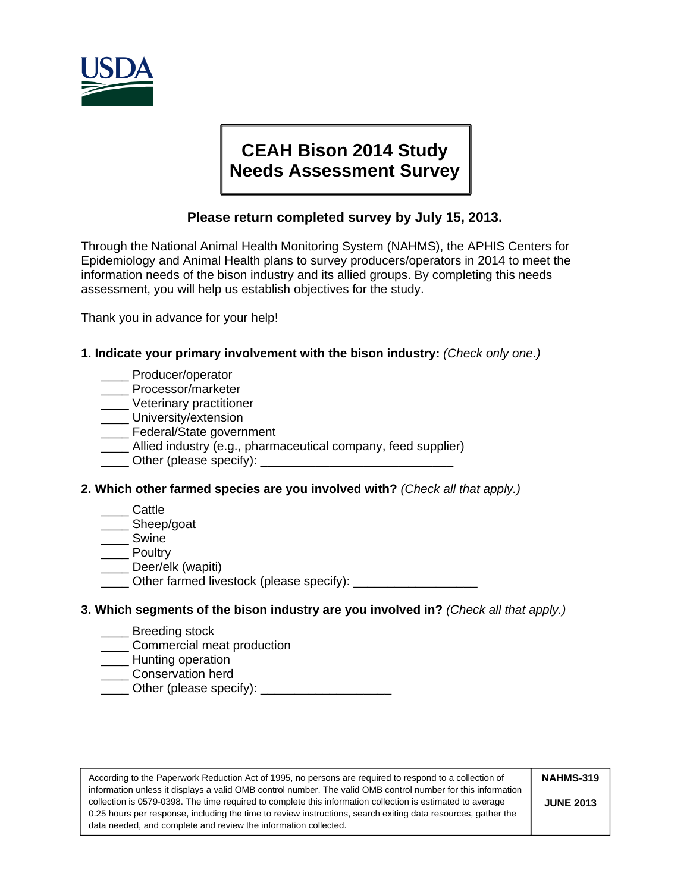USDA

# CEAH Bison 2014 Study
# Needs Assessment Survey

**Please return completed survey by July 15, 2013.**

Through the National Animal Health Monitoring System (NAHMS), the APHIS Centers for Epidemiology and Animal Health plans to survey producers/operators in 2014 to meet the information needs of the bison industry and its allied groups. By completing this needs assessment, you will help us establish objectives for the study.

Thank you in advance for your help!

**1. Indicate your primary involvement with the bison industry:** *(Check only one.)*

____ Producer/operator
____ Processor/marketer
____ Veterinary practitioner
____ University/extension
____ Federal/State government
____ Allied industry (e.g., pharmaceutical company, feed supplier)
____ Other (please specify): ____________________________

**2. Which other farmed species are you involved with?** *(Check all that apply.)*

____ Cattle
____ Sheep/goat
____ Swine
____ Poultry
____ Deer/elk (wapiti)
____ Other farmed livestock (please specify): __________________

**3. Which segments of the bison industry are you involved in?** *(Check all that apply.)*

____ Breeding stock
____ Commercial meat production
____ Hunting operation
____ Conservation herd
____ Other (please specify): ___________________

| According to the Paperwork Reduction Act of 1995, no persons are required to respond to a collection of information unless it displays a valid OMB control number. The valid OMB control number for this information collection is 0579-0398. The time required to complete this information collection is estimated to average 0.25 hours per response, including the time to review instructions, search exiting data resources, gather the data needed, and complete and review the information collected. | **NAHMS-319**<br><br>**JUNE 2013** |
|---|---|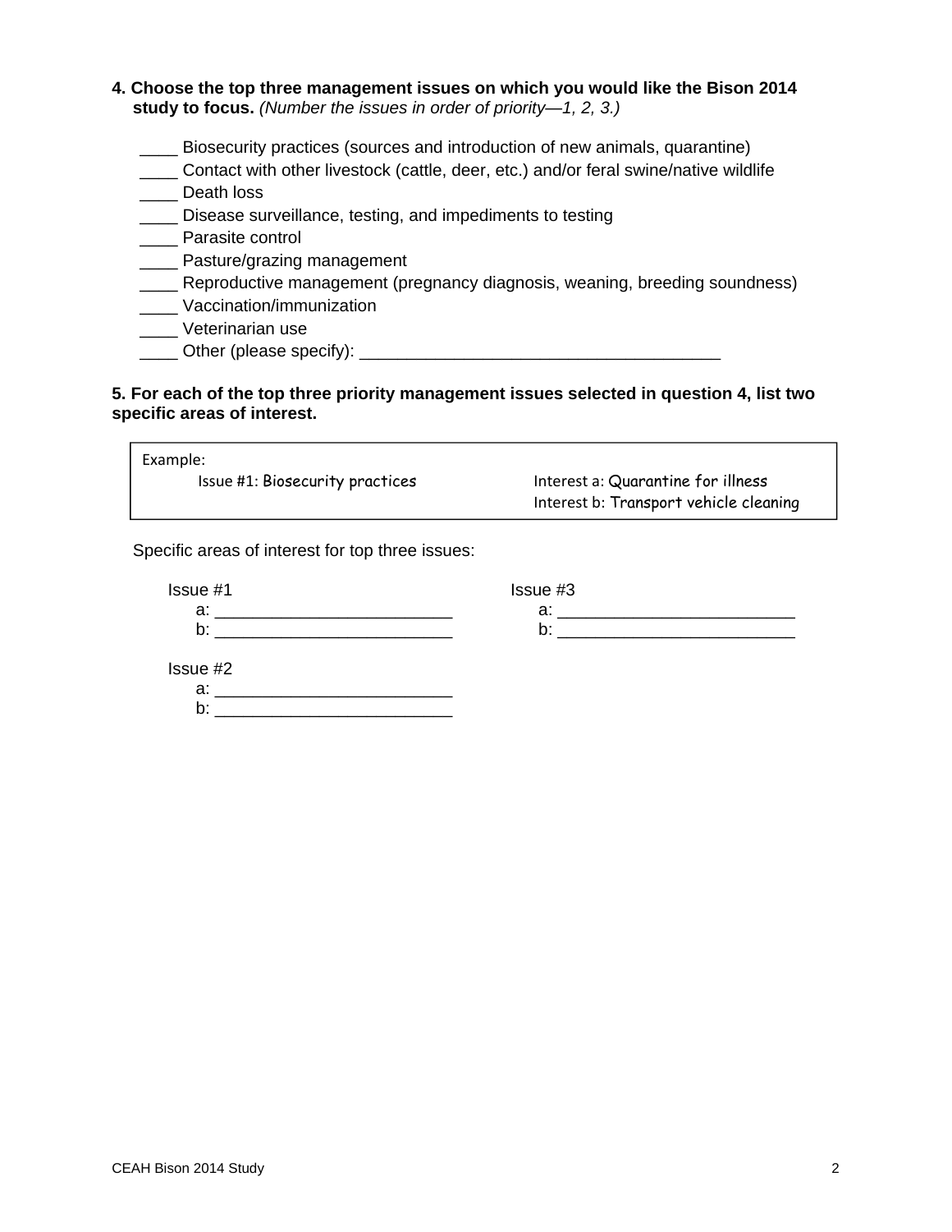**4. Choose the top three management issues on which you would like the Bison 2014 study to focus.** *(Number the issues in order of priority—1, 2, 3.)*

____ Biosecurity practices (sources and introduction of new animals, quarantine)
____ Contact with other livestock (cattle, deer, etc.) and/or feral swine/native wildlife
____ Death loss
____ Disease surveillance, testing, and impediments to testing
____ Parasite control
____ Pasture/grazing management
____ Reproductive management (pregnancy diagnosis, weaning, breeding soundness)
____ Vaccination/immunization
____ Veterinarian use
____ Other (please specify): ______________________________________

**5. For each of the top three priority management issues selected in question 4, list two specific areas of interest.**

> Example:
> Issue #1: Biosecurity practices — Interest a: Quarantine for illness
> Interest b: Transport vehicle cleaning

Specific areas of interest for top three issues:

Issue #1
a: _________________________
b: _________________________

Issue #2
a: _________________________
b: _________________________

Issue #3
a: _________________________
b: _________________________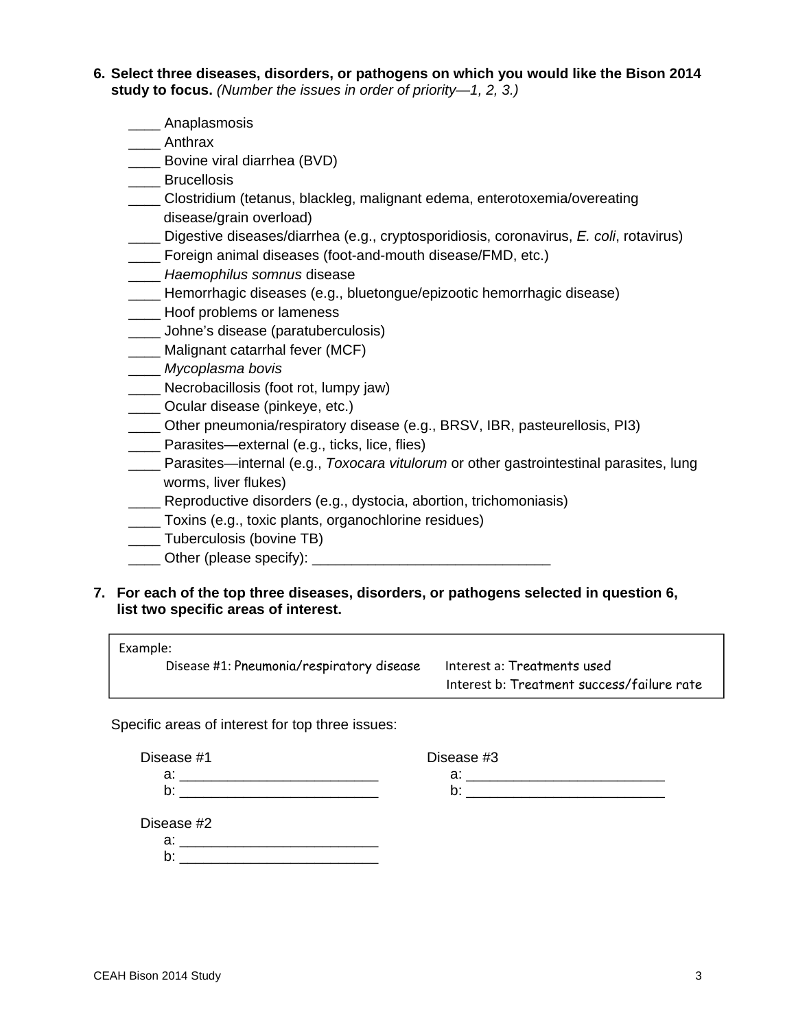**6. Select three diseases, disorders, or pathogens on which you would like the Bison 2014 study to focus.** *(Number the issues in order of priority—1, 2, 3.)*

____ Anaplasmosis
____ Anthrax
____ Bovine viral diarrhea (BVD)
____ Brucellosis
____ Clostridium (tetanus, blackleg, malignant edema, enterotoxemia/overeating disease/grain overload)
____ Digestive diseases/diarrhea (e.g., cryptosporidiosis, coronavirus, *E. coli*, rotavirus)
____ Foreign animal diseases (foot-and-mouth disease/FMD, etc.)
____ *Haemophilus somnus* disease
____ Hemorrhagic diseases (e.g., bluetongue/epizootic hemorrhagic disease)
____ Hoof problems or lameness
____ Johne's disease (paratuberculosis)
____ Malignant catarrhal fever (MCF)
____ *Mycoplasma bovis*
____ Necrobacillosis (foot rot, lumpy jaw)
____ Ocular disease (pinkeye, etc.)
____ Other pneumonia/respiratory disease (e.g., BRSV, IBR, pasteurellosis, PI3)
____ Parasites—external (e.g., ticks, lice, flies)
____ Parasites—internal (e.g., *Toxocara vitulorum* or other gastrointestinal parasites, lung worms, liver flukes)
____ Reproductive disorders (e.g., dystocia, abortion, trichomoniasis)
____ Toxins (e.g., toxic plants, organochlorine residues)
____ Tuberculosis (bovine TB)
____ Other (please specify): ______________________________

**7. For each of the top three diseases, disorders, or pathogens selected in question 6, list two specific areas of interest.**

| Example: | |
|---|---|
| Disease #1: Pneumonia/respiratory disease | Interest a: Treatments used |
| | Interest b: Treatment success/failure rate |

Specific areas of interest for top three issues:

Disease #1
a: _________________________
b: _________________________

Disease #2
a: _________________________
b: _________________________

Disease #3
a: _________________________
b: _________________________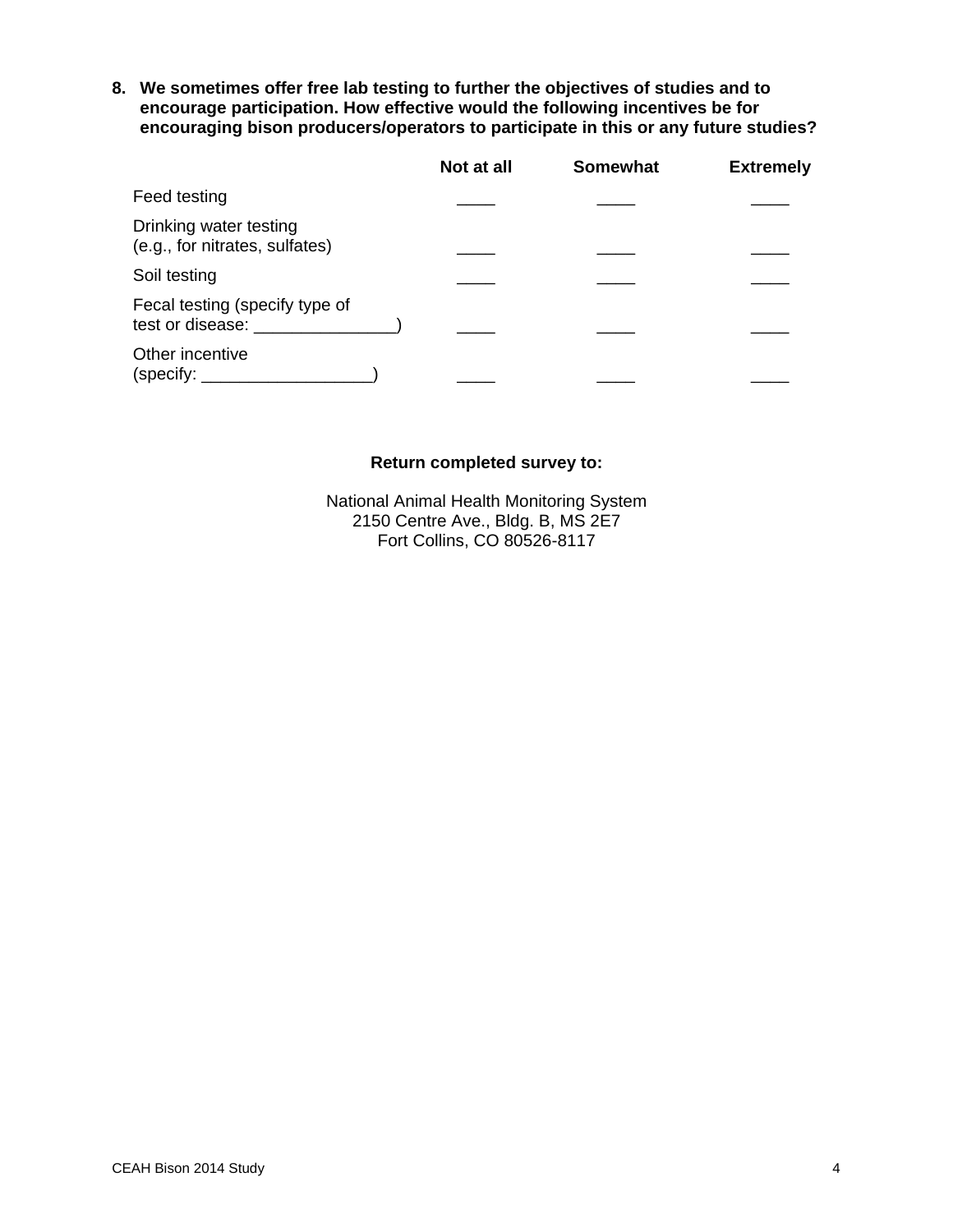**8. We sometimes offer free lab testing to further the objectives of studies and to encourage participation. How effective would the following incentives be for encouraging bison producers/operators to participate in this or any future studies?**

| | Not at all | Somewhat | Extremely |
|---|---|---|---|
| Feed testing | ____ | ____ | ____ |
| Drinking water testing (e.g., for nitrates, sulfates) | ____ | ____ | ____ |
| Soil testing | ____ | ____ | ____ |
| Fecal testing (specify type of test or disease: _______________) | ____ | ____ | ____ |
| Other incentive (specify: __________________) | ____ | ____ | ____ |

**Return completed survey to:**

National Animal Health Monitoring System
2150 Centre Ave., Bldg. B, MS 2E7
Fort Collins, CO 80526-8117